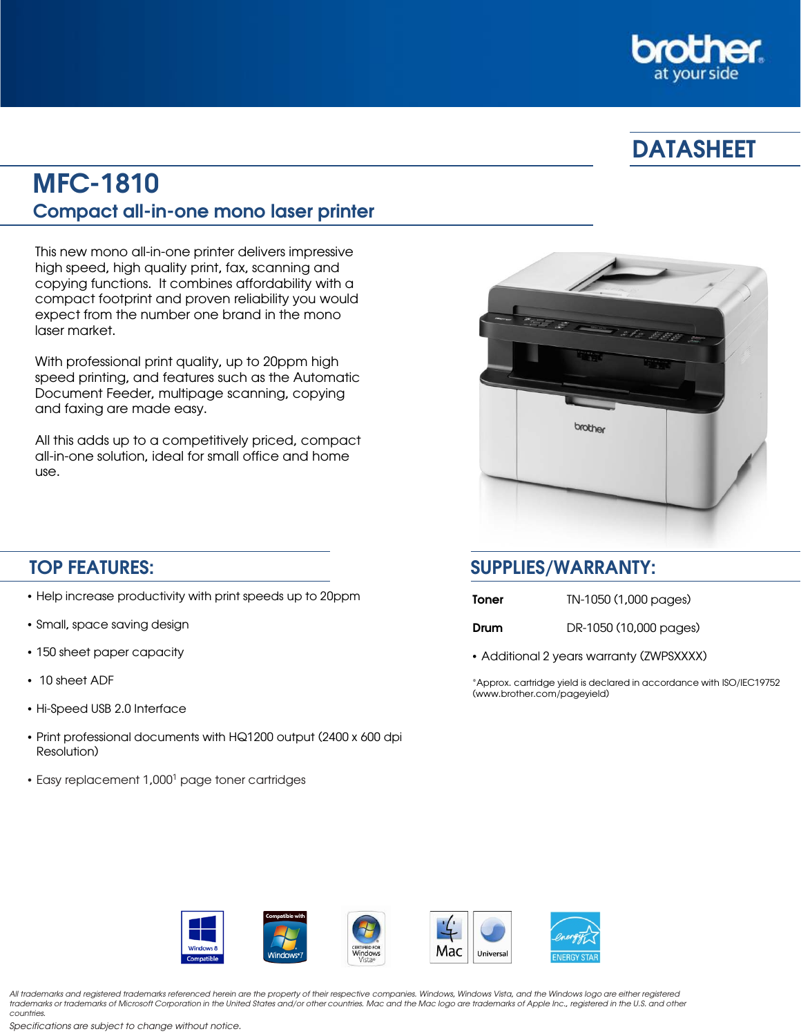# DATASHEET

# MFC-1810

## Compact all-in-one mono laser printer

This new mono all-in-one printer delivers impressive high speed, high quality print, fax, scanning and copying functions. It combines affordability with a compact footprint and proven reliability you would expect from the number one brand in the mono laser market.

With professional print quality, up to 20ppm high speed printing, and features such as the Automatic Document Feeder, multipage scanning, copying and faxing are made easy.

All this adds up to a competitively priced, compact all-in-one solution, ideal for small office and home use.

## TOP FEATURES:

- Help increase productivity with print speeds up to 20ppm
- Small, space saving design
- 150 sheet paper capacity
- 10 sheet ADF
- Hi-Speed USB 2.0 Interface
- Print professional documents with HQ1200 output (2400 x 600 dpi Resolution)
- Easy replacement 1,000[1] page toner cartridges

## SUPPLIES/WARRANTY:

| | |
|---|---|
| **Toner** | TN-1050 (1,000 pages) |
| **Drum** | DR-1050 (10,000 pages) |

- Additional 2 years warranty (ZWPSXXXX)

[1]Approx. cartridge yield is declared in accordance with ISO/IEC19752 (www.brother.com/pageyield)

*All trademarks and registered trademarks referenced herein are the property of their respective companies. Windows, Windows Vista, and the Windows logo are either registered trademarks or trademarks of Microsoft Corporation in the United States and/or other countries. Mac and the Mac logo are trademarks of Apple Inc., registered in the U.S. and other countries.*

*Specifications are subject to change without notice.*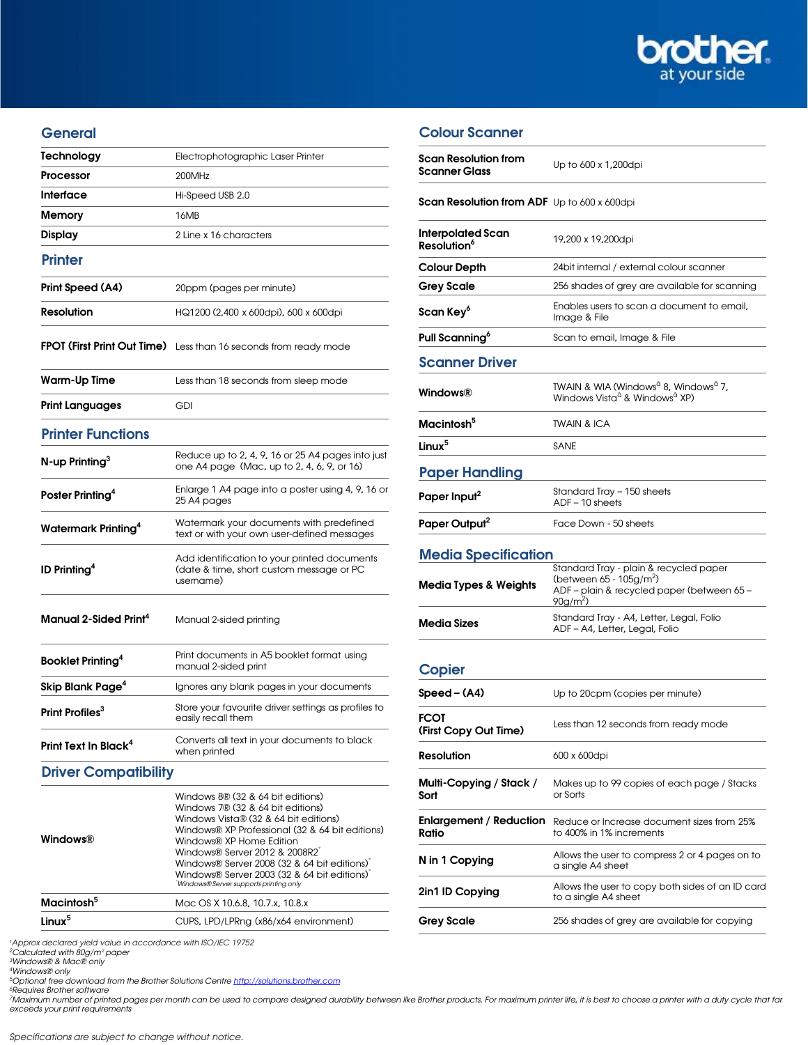## General

| | |
|---|---|
| **Technology** | Electrophotographic Laser Printer |
| **Processor** | 200MHz |
| **Interface** | Hi-Speed USB 2.0 |
| **Memory** | 16MB |
| **Display** | 2 Line x 16 characters |

## Printer

| | |
|---|---|
| **Print Speed (A4)** | 20ppm (pages per minute) |
| **Resolution** | HQ1200 (2,400 x 600dpi), 600 x 600dpi |
| **FPOT (First Print Out Time)** | Less than 16 seconds from ready mode |
| **Warm-Up Time** | Less than 18 seconds from sleep mode |
| **Print Languages** | GDI |

## Printer Functions

| | |
|---|---|
| **N-up Printing**[3] | Reduce up to 2, 4, 9, 16 or 25 A4 pages into just one A4 page (Mac, up to 2, 4, 6, 9, or 16) |
| **Poster Printing**[4] | Enlarge 1 A4 page into a poster using 4, 9, 16 or 25 A4 pages |
| **Watermark Printing**[4] | Watermark your documents with predefined text or with your own user-defined messages |
| **ID Printing**[4] | Add identification to your printed documents (date & time, short custom message or PC username) |
| **Manual 2-Sided Print**[4] | Manual 2-sided printing |
| **Booklet Printing**[4] | Print documents in A5 booklet format using manual 2-sided print |
| **Skip Blank Page**[4] | Ignores any blank pages in your documents |
| **Print Profiles**[3] | Store your favourite driver settings as profiles to easily recall them |
| **Print Text In Black**[4] | Converts all text in your documents to black when printed |

## Driver Compatibility

| | |
|---|---|
| **Windows®** | Windows 8® (32 & 64 bit editions)<br>Windows 7® (32 & 64 bit editions)<br>Windows Vista® (32 & 64 bit editions)<br>Windows® XP Professional (32 & 64 bit editions)<br>Windows® XP Home Edition<br>Windows® Server 2012 & 2008R2*<br>Windows® Server 2008 (32 & 64 bit editions)*<br>Windows® Server 2003 (32 & 64 bit editions)*<br>*Windows® Server supports printing only |
| **Macintosh**[5] | Mac OS X 10.6.8, 10.7.x, 10.8.x |
| **Linux**[5] | CUPS, LPD/LPRng (x86/x64 environment) |

## Colour Scanner

| | |
|---|---|
| **Scan Resolution from Scanner Glass** | Up to 600 x 1,200dpi |
| **Scan Resolution from ADF** | Up to 600 x 600dpi |
| **Interpolated Scan Resolution**[6] | 19,200 x 19,200dpi |
| **Colour Depth** | 24bit internal / external colour scanner |
| **Grey Scale** | 256 shades of grey are available for scanning |
| **Scan Key**[6] | Enables users to scan a document to email, Image & File |
| **Pull Scanning**[6] | Scan to email, Image & File |

## Scanner Driver

| | |
|---|---|
| **Windows®** | TWAIN & WIA (Windows® 8, Windows® 7, Windows Vista® & Windows® XP) |
| **Macintosh**[5] | TWAIN & ICA |
| **Linux**[5] | SANE |

## Paper Handling

| | |
|---|---|
| **Paper Input**[2] | Standard Tray – 150 sheets<br>ADF – 10 sheets |
| **Paper Output**[2] | Face Down - 50 sheets |

## Media Specification

| | |
|---|---|
| **Media Types & Weights** | Standard Tray - plain & recycled paper (between 65 - 105g/m$^2$)<br>ADF – plain & recycled paper (between 65 – 90g/m$^2$) |
| **Media Sizes** | Standard Tray - A4, Letter, Legal, Folio<br>ADF – A4, Letter, Legal, Folio |

## Copier

| | |
|---|---|
| **Speed – (A4)** | Up to 20cpm (copies per minute) |
| **FCOT (First Copy Out Time)** | Less than 12 seconds from ready mode |
| **Resolution** | 600 x 600dpi |
| **Multi-Copying / Stack / Sort** | Makes up to 99 copies of each page / Stacks or Sorts |
| **Enlargement / Reduction Ratio** | Reduce or Increase document sizes from 25% to 400% in 1% increments |
| **N in 1 Copying** | Allows the user to compress 2 or 4 pages on to a single A4 sheet |
| **2in1 ID Copying** | Allows the user to copy both sides of an ID card to a single A4 sheet |
| **Grey Scale** | 256 shades of grey are available for copying |

*[1]Approx declared yield value in accordance with ISO/IEC 19752*
*[2]Calculated with 80g/m² paper*
*[3]Windows® & Mac® only*
*[4]Windows® only*
*[5]Optional free download from the Brother Solutions Centre http://solutions.brother.com*
*[6]Requires Brother software*
*[7]Maximum number of printed pages per month can be used to compare designed durability between like Brother products. For maximum printer life, it is best to choose a printer with a duty cycle that far exceeds your print requirements*

*Specifications are subject to change without notice.*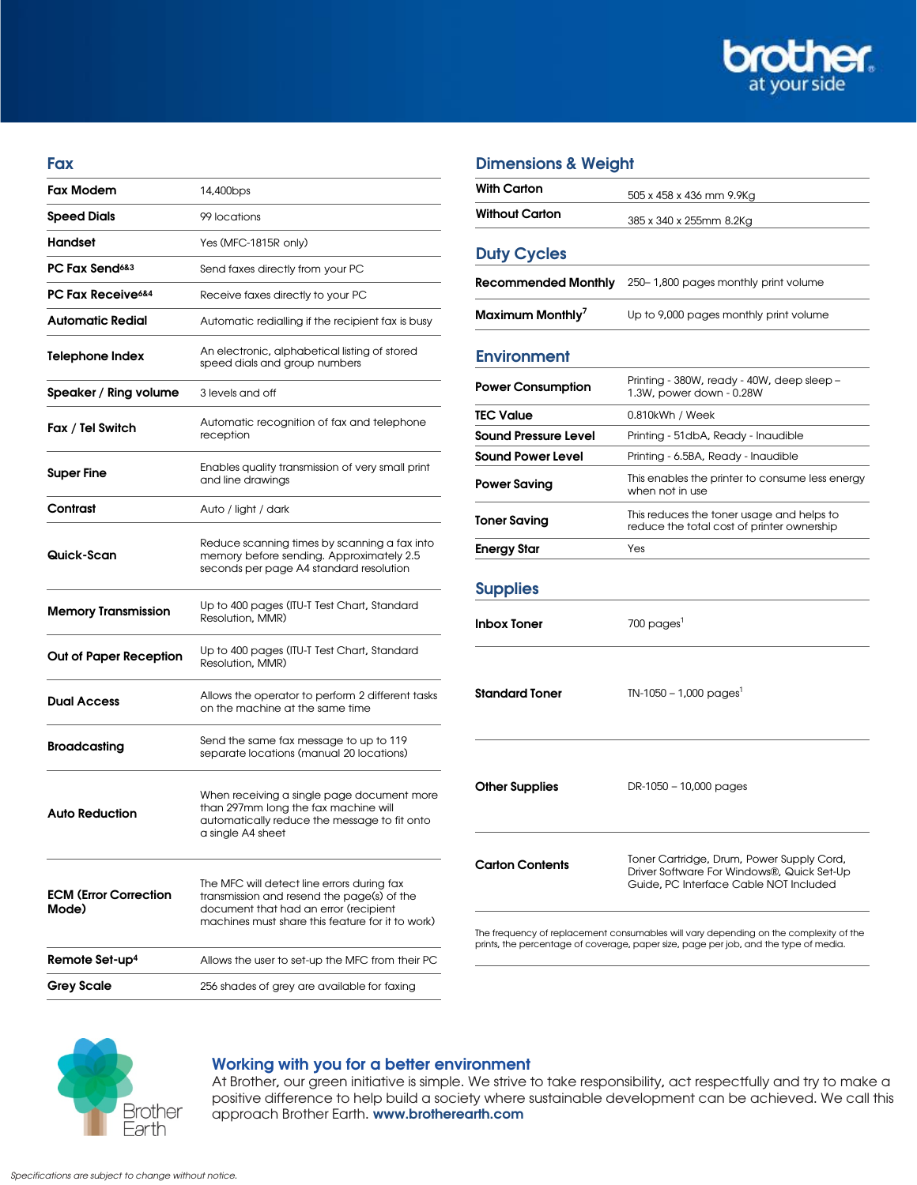## Fax

| | |
|---|---|
| **Fax Modem** | 14,400bps |
| **Speed Dials** | 99 locations |
| **Handset** | Yes (MFC-1815R only) |
| **PC Fax Send**[6&3] | Send faxes directly from your PC |
| **PC Fax Receive**[6&4] | Receive faxes directly to your PC |
| **Automatic Redial** | Automatic redialling if the recipient fax is busy |
| **Telephone Index** | An electronic, alphabetical listing of stored speed dials and group numbers |
| **Speaker / Ring volume** | 3 levels and off |
| **Fax / Tel Switch** | Automatic recognition of fax and telephone reception |
| **Super Fine** | Enables quality transmission of very small print and line drawings |
| **Contrast** | Auto / light / dark |
| **Quick-Scan** | Reduce scanning times by scanning a fax into memory before sending. Approximately 2.5 seconds per page A4 standard resolution |
| **Memory Transmission** | Up to 400 pages (ITU-T Test Chart, Standard Resolution, MMR) |
| **Out of Paper Reception** | Up to 400 pages (ITU-T Test Chart, Standard Resolution, MMR) |
| **Dual Access** | Allows the operator to perform 2 different tasks on the machine at the same time |
| **Broadcasting** | Send the same fax message to up to 119 separate locations (manual 20 locations) |
| **Auto Reduction** | When receiving a single page document more than 297mm long the fax machine will automatically reduce the message to fit onto a single A4 sheet |
| **ECM (Error Correction Mode)** | The MFC will detect line errors during fax transmission and resend the page(s) of the document that had an error (recipient machines must share this feature for it to work) |
| **Remote Set-up**[4] | Allows the user to set-up the MFC from their PC |
| **Grey Scale** | 256 shades of grey are available for faxing |

## Dimensions & Weight

| | |
|---|---|
| **With Carton** | 505 x 458 x 436 mm 9.9Kg |
| **Without Carton** | 385 x 340 x 255mm 8.2Kg |

## Duty Cycles

| | |
|---|---|
| **Recommended Monthly** | 250– 1,800 pages monthly print volume |
| **Maximum Monthly**[7] | Up to 9,000 pages monthly print volume |

## Environment

| | |
|---|---|
| **Power Consumption** | Printing - 380W, ready - 40W, deep sleep – 1.3W, power down - 0.28W |
| **TEC Value** | 0.810kWh / Week |
| **Sound Pressure Level** | Printing - 51dbA, Ready - Inaudible |
| **Sound Power Level** | Printing - 6.5BA, Ready - Inaudible |
| **Power Saving** | This enables the printer to consume less energy when not in use |
| **Toner Saving** | This reduces the toner usage and helps to reduce the total cost of printer ownership |
| **Energy Star** | Yes |

## Supplies

| | |
|---|---|
| **Inbox Toner** | 700 pages[1] |
| **Standard Toner** | TN-1050 – 1,000 pages[1] |
| **Other Supplies** | DR-1050 – 10,000 pages |
| **Carton Contents** | Toner Cartridge, Drum, Power Supply Cord, Driver Software For Windows®, Quick Set-Up Guide, PC Interface Cable NOT Included |

The frequency of replacement consumables will vary depending on the complexity of the prints, the percentage of coverage, paper size, page per job, and the type of media.

Brother Earth

## Working with you for a better environment

At Brother, our green initiative is simple. We strive to take responsibility, act respectfully and try to make a positive difference to help build a society where sustainable development can be achieved. We call this approach Brother Earth. **www.brotherearth.com**

*Specifications are subject to change without notice.*